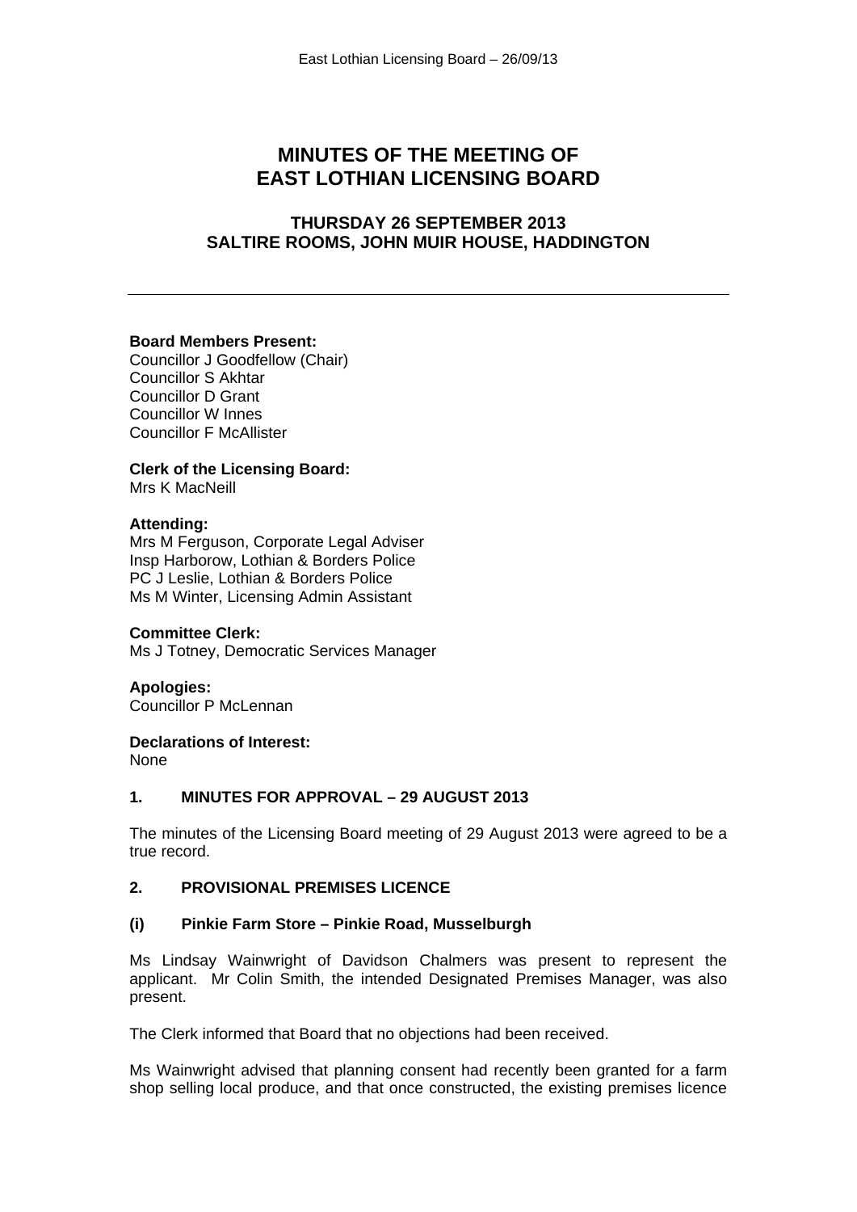# MINUTES OF THE MEETING OF EAST LOTHIAN LICENSING BOARD

## THURSDAY 26 SEPTEMBER 2013
## SALTIRE ROOMS, JOHN MUIR HOUSE, HADDINGTON

---

**Board Members Present:**
Councillor J Goodfellow (Chair)
Councillor S Akhtar
Councillor D Grant
Councillor W Innes
Councillor F McAllister

**Clerk of the Licensing Board:**
Mrs K MacNeill

**Attending:**
Mrs M Ferguson, Corporate Legal Adviser
Insp Harborow, Lothian & Borders Police
PC J Leslie, Lothian & Borders Police
Ms M Winter, Licensing Admin Assistant

**Committee Clerk:**
Ms J Totney, Democratic Services Manager

**Apologies:**
Councillor P McLennan

**Declarations of Interest:**
None

### 1. MINUTES FOR APPROVAL – 29 AUGUST 2013

The minutes of the Licensing Board meeting of 29 August 2013 were agreed to be a true record.

### 2. PROVISIONAL PREMISES LICENCE

#### (i) Pinkie Farm Store – Pinkie Road, Musselburgh

Ms Lindsay Wainwright of Davidson Chalmers was present to represent the applicant. Mr Colin Smith, the intended Designated Premises Manager, was also present.

The Clerk informed that Board that no objections had been received.

Ms Wainwright advised that planning consent had recently been granted for a farm shop selling local produce, and that once constructed, the existing premises licence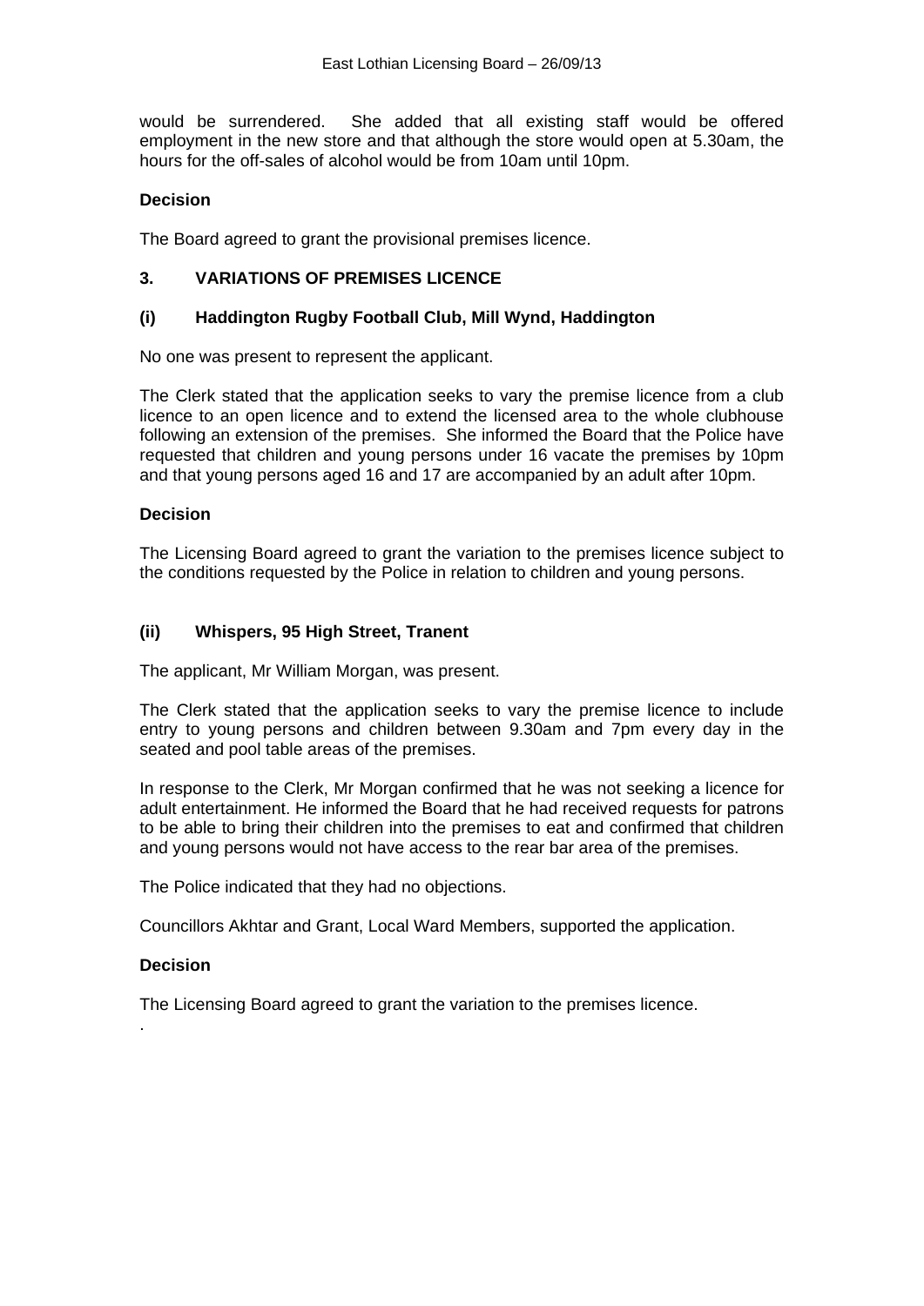would be surrendered. She added that all existing staff would be offered employment in the new store and that although the store would open at 5.30am, the hours for the off-sales of alcohol would be from 10am until 10pm.

**Decision**

The Board agreed to grant the provisional premises licence.

## 3. VARIATIONS OF PREMISES LICENCE

### (i) Haddington Rugby Football Club, Mill Wynd, Haddington

No one was present to represent the applicant.

The Clerk stated that the application seeks to vary the premise licence from a club licence to an open licence and to extend the licensed area to the whole clubhouse following an extension of the premises. She informed the Board that the Police have requested that children and young persons under 16 vacate the premises by 10pm and that young persons aged 16 and 17 are accompanied by an adult after 10pm.

**Decision**

The Licensing Board agreed to grant the variation to the premises licence subject to the conditions requested by the Police in relation to children and young persons.

### (ii) Whispers, 95 High Street, Tranent

The applicant, Mr William Morgan, was present.

The Clerk stated that the application seeks to vary the premise licence to include entry to young persons and children between 9.30am and 7pm every day in the seated and pool table areas of the premises.

In response to the Clerk, Mr Morgan confirmed that he was not seeking a licence for adult entertainment. He informed the Board that he had received requests for patrons to be able to bring their children into the premises to eat and confirmed that children and young persons would not have access to the rear bar area of the premises.

The Police indicated that they had no objections.

Councillors Akhtar and Grant, Local Ward Members, supported the application.

**Decision**

The Licensing Board agreed to grant the variation to the premises licence.

.